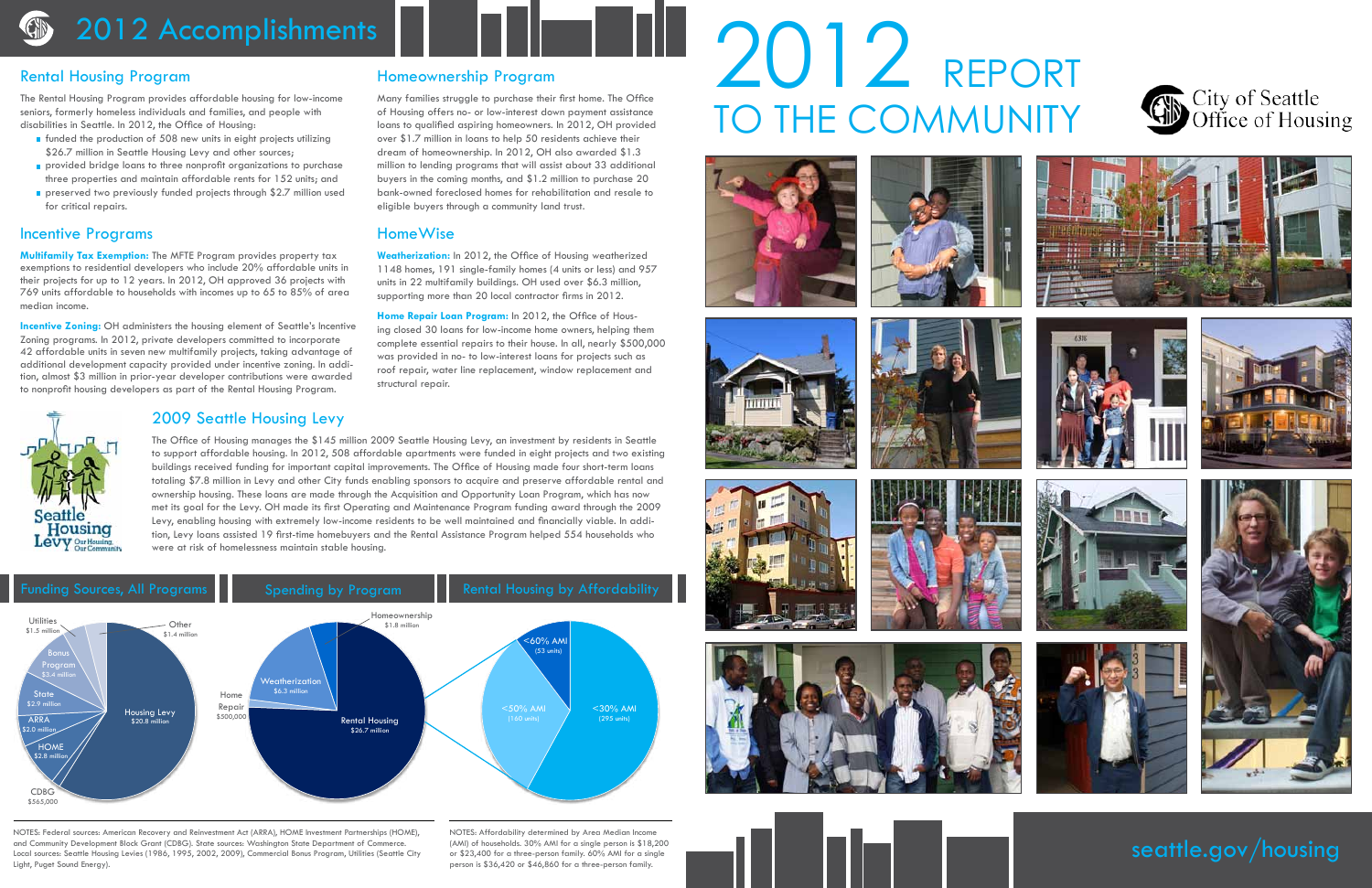# 2012 Accomplishments

## Rental Housing Program

The Rental Housing Program provides affordable housing for low-income seniors, formerly homeless individuals and families, and people with disabilities in Seattle. In 2012, the Office of Housing:

- funded the production of 508 new units in eight projects utilizing $26.7 million in Seattle Housing Levy and other sources;
- provided bridge loans to three nonprofit organizations to purchase three properties and maintain affordable rents for 152 units; and
- preserved two previously funded projects through $2.7 million used for critical repairs.

## Incentive Programs

**Multifamily Tax Exemption:** The MFTE Program provides property tax exemptions to residential developers who include 20% affordable units in their projects for up to 12 years. In 2012, OH approved 36 projects with 769 units affordable to households with incomes up to 65 to 85% of area median income.

**Incentive Zoning:** OH administers the housing element of Seattle's Incentive Zoning programs. In 2012, private developers committed to incorporate 42 affordable units in seven new multifamily projects, taking advantage of additional development capacity provided under incentive zoning. In addition, almost $3 million in prior-year developer contributions were awarded to nonprofit housing developers as part of the Rental Housing Program.

## Homeownership Program

Many families struggle to purchase their first home. The Office of Housing offers no- or low-interest down payment assistance loans to qualified aspiring homeowners. In 2012, OH provided over $1.7 million in loans to help 50 residents achieve their dream of homeownership. In 2012, OH also awarded $1.3 million to lending programs that will assist about 33 additional buyers in the coming months, and $1.2 million to purchase 20 bank-owned foreclosed homes for rehabilitation and resale to eligible buyers through a community land trust.

## HomeWise

**Weatherization:** In 2012, the Office of Housing weatherized 1148 homes, 191 single-family homes (4 units or less) and 957 units in 22 multifamily buildings. OH used over $6.3 million, supporting more than 20 local contractor firms in 2012.

**Home Repair Loan Program:** In 2012, the Office of Housing closed 30 loans for low-income home owners, helping them complete essential repairs to their house. In all, nearly $500,000 was provided in no- to low-interest loans for projects such as roof repair, water line replacement, window replacement and structural repair.

## 2009 Seattle Housing Levy

The Office of Housing manages the $145 million 2009 Seattle Housing Levy, an investment by residents in Seattle to support affordable housing. In 2012, 508 affordable apartments were funded in eight projects and two existing buildings received funding for important capital improvements. The Office of Housing made four short-term loans totaling $7.8 million in Levy and other City funds enabling sponsors to acquire and preserve affordable rental and ownership housing. These loans are made through the Acquisition and Opportunity Loan Program, which has now met its goal for the Levy. OH made its first Operating and Maintenance Program funding award through the 2009 Levy, enabling housing with extremely low-income residents to be well maintained and financially viable. In addition, Levy loans assisted 19 first-time homebuyers and the Rental Assistance Program helped 554 households who were at risk of homelessness maintain stable housing.

## Funding Sources, All Programs

| Source | Amount |
|---|---|
| Housing Levy | $20.8 million |
| Bonus Program | $3.4 million |
| State | $2.9 million |
| HOME | $2.8 million |
| ARRA | $2.0 million |
| Utilities | $1.5 million |
| Other | $1.4 million |
| CDBG | $565,000 |

## Spending by Program

| Program | Amount |
|---|---|
| Rental Housing | $26.7 million |
| Weatherization | $6.3 million |
| Homeownership | $1.8 million |
| Home Repair | $500,000 |

## Rental Housing by Affordability

| Affordability | Units |
|---|---|
| <30% AMI | 295 units |
| <50% AMI | 160 units |
| <60% AMI | 53 units |

NOTES: Federal sources: American Recovery and Reinvestment Act (ARRA), HOME Investment Partnerships (HOME), and Community Development Block Grant (CDBG). State sources: Washington State Department of Commerce. Local sources: Seattle Housing Levies (1986, 1995, 2002, 2009), Commercial Bonus Program, Utilities (Seattle City Light, Puget Sound Energy).

NOTES: Affordability determined by Area Median Income (AMI) of households. 30% AMI for a single person is $18,200 or $23,400 for a three-person family. 60% AMI for a single person is $36,420 or $46,860 for a three-person family.

# 2012 Report to the Community

City of Seattle Office of Housing

seattle.gov/housing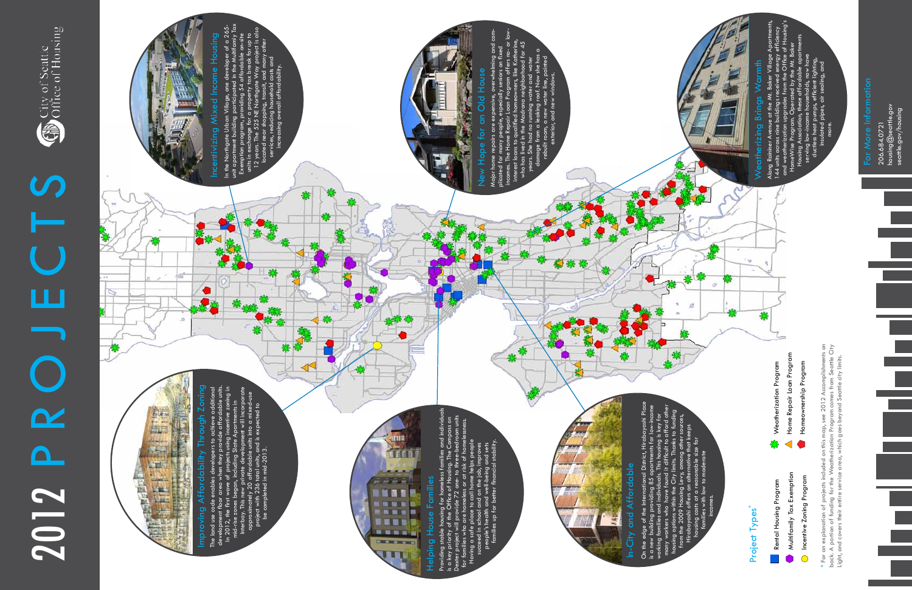# 2012 PROJECTS

City of Seattle
Office of Housing

## Incentivizing Mixed Income Housing

In the Northgate Urban Village, one developer of a 265-unit apartment building participated in the Multifamily Tax Exemption program, providing 54 affordable on-site units in exchange for a property tax break for up to 12 years. The 525 NE Northgate Way project is also located near shopping, transit and many other services, reducing household costs and increasing overall affordability.

## New Hope for an Old House

Major home repairs are expensive, overwhelming and complicated for many people, especially seniors on fixed incomes. The Home Repair Loan Program offers no- or low-interest loans to qualified homeowners, like Katherine, who has lived in the Madrona neighborhood for 45 years. She had no running water and water damage from a leaking roof. Now she has a rebuilt room, a new water line, painted exterior, and new windows.

## Weatherizing Brings Warmth

Along Rainier Avenue at the Mt. Baker Village Apartments, 144 units across nine buildings received energy efficiency and weatherization upgrades from the Office of Housing's HomeWise Program. Operated by the Mt. Baker Housing Association, these affordable apartments serving low-income households, now have ductless heat pumps, efficient lighting, insulated pipes, air sealing, and more.

## For More Information

206.684.0721
housing@seattle.gov
seattle.gov/housing

## Improving Affordability Through Zoning

The land use code enables developers to achieve additional development floor area when they provide affordable units. In 2012, the first wave of projects using incentive zoning in mid-rise zones began, including Slate Apartments in Interbay. This new private development will incorporate approximately 20 affordable units into a mixed-use project with 236 total units, and is expected to be completed in mid-2013.

## Helping House Families

Providing stable housing for homeless families and individuals is a key priority of the Office of Housing. The Compass on Dexter project will provide 72 one- to three-bedroom units for families who are homeless or at risk of homelessness. Having a safe place to call home helps people succeed in school and on the job, improves people's health and well-being and sets families up for better financial stability.

## In-City and Affordable

On the edge of the International District, Hirabayashi Place is a new building providing 85 apartments for low-income working families and individuals. This housing is key for many workers who have found it difficult to afford other housing options within the City limits. Thanks to funding from the 2009 Housing Levy, among other sources, Hirabayashi offers an alternative that keeps housing costs at a reasonable size for families with low to moderate incomes.

## Project Types*

- Rental Housing Program
- Multifamily Tax Exemption
- Incentive Zoning Program
- Weatherization Program
- Home Repair Loan Program
- Homeownership Program

* For an explanation of projects included on this map, see 2012 Accomplishments on back. A portion of funding for the Weatherization Program comes from Seattle City Light, and covers their entire service area, which goes beyond Seattle city limits.